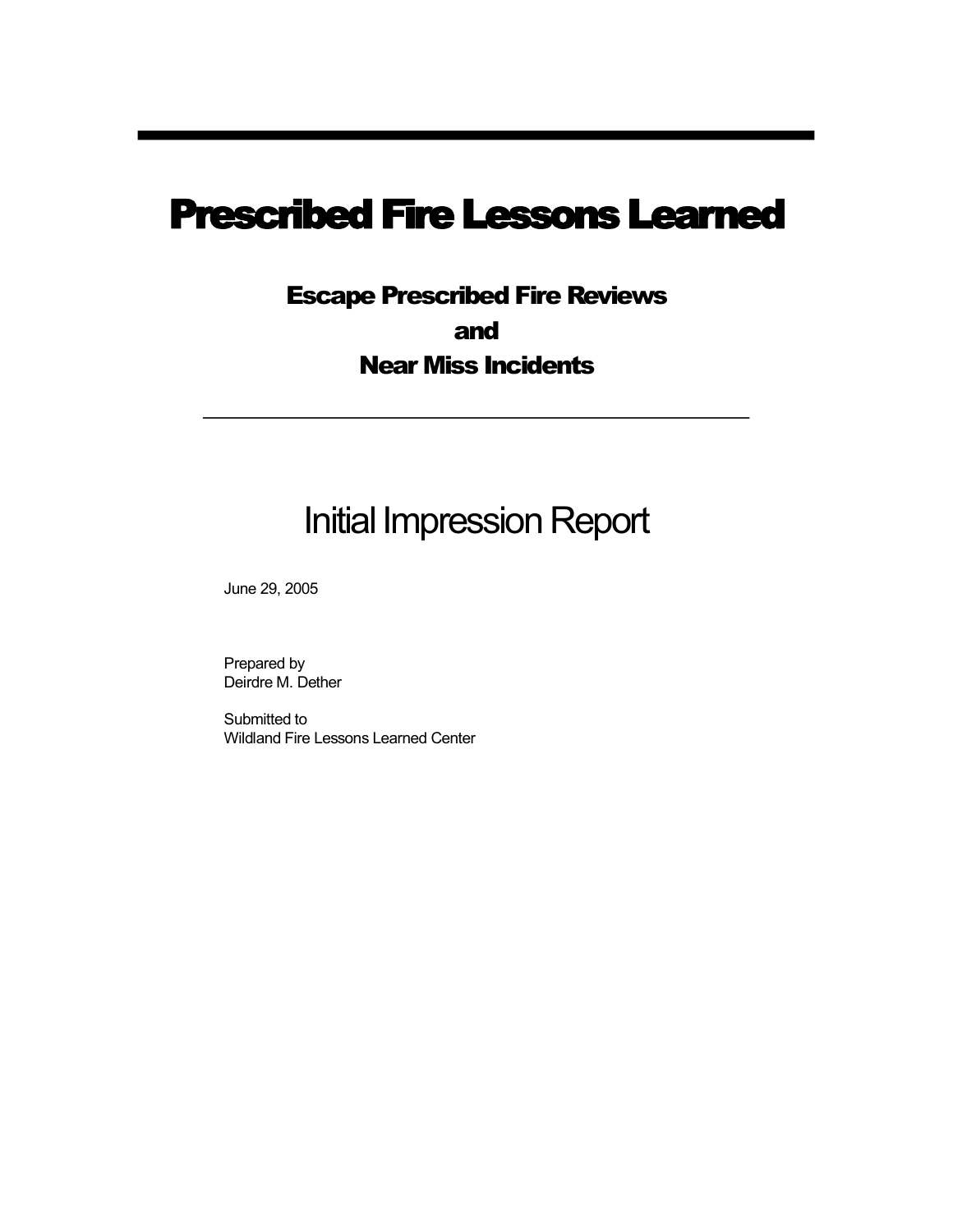# Prescribed Fire Lessons Learned

## Escape Prescribed Fire Reviews
## and
## Near Miss Incidents

---

# Initial Impression Report

June 29, 2005

Prepared by
Deirdre M. Dether

Submitted to
Wildland Fire Lessons Learned Center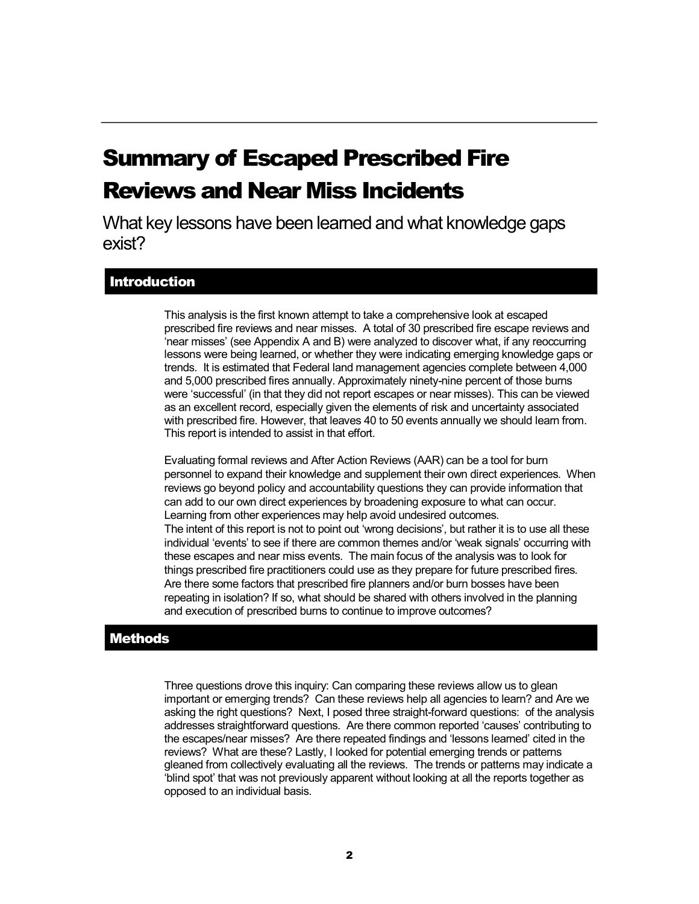# Summary of Escaped Prescribed Fire Reviews and Near Miss Incidents

What key lessons have been learned and what knowledge gaps exist?

## Introduction

This analysis is the first known attempt to take a comprehensive look at escaped prescribed fire reviews and near misses. A total of 30 prescribed fire escape reviews and 'near misses' (see Appendix A and B) were analyzed to discover what, if any reoccurring lessons were being learned, or whether they were indicating emerging knowledge gaps or trends. It is estimated that Federal land management agencies complete between 4,000 and 5,000 prescribed fires annually. Approximately ninety-nine percent of those burns were 'successful' (in that they did not report escapes or near misses). This can be viewed as an excellent record, especially given the elements of risk and uncertainty associated with prescribed fire. However, that leaves 40 to 50 events annually we should learn from. This report is intended to assist in that effort.

Evaluating formal reviews and After Action Reviews (AAR) can be a tool for burn personnel to expand their knowledge and supplement their own direct experiences. When reviews go beyond policy and accountability questions they can provide information that can add to our own direct experiences by broadening exposure to what can occur. Learning from other experiences may help avoid undesired outcomes.
The intent of this report is not to point out 'wrong decisions', but rather it is to use all these individual 'events' to see if there are common themes and/or 'weak signals' occurring with these escapes and near miss events. The main focus of the analysis was to look for things prescribed fire practitioners could use as they prepare for future prescribed fires. Are there some factors that prescribed fire planners and/or burn bosses have been repeating in isolation? If so, what should be shared with others involved in the planning and execution of prescribed burns to continue to improve outcomes?

## Methods

Three questions drove this inquiry: Can comparing these reviews allow us to glean important or emerging trends? Can these reviews help all agencies to learn? and Are we asking the right questions? Next, I posed three straight-forward questions: of the analysis addresses straightforward questions. Are there common reported 'causes' contributing to the escapes/near misses? Are there repeated findings and 'lessons learned' cited in the reviews? What are these? Lastly, I looked for potential emerging trends or patterns gleaned from collectively evaluating all the reviews. The trends or patterns may indicate a 'blind spot' that was not previously apparent without looking at all the reports together as opposed to an individual basis.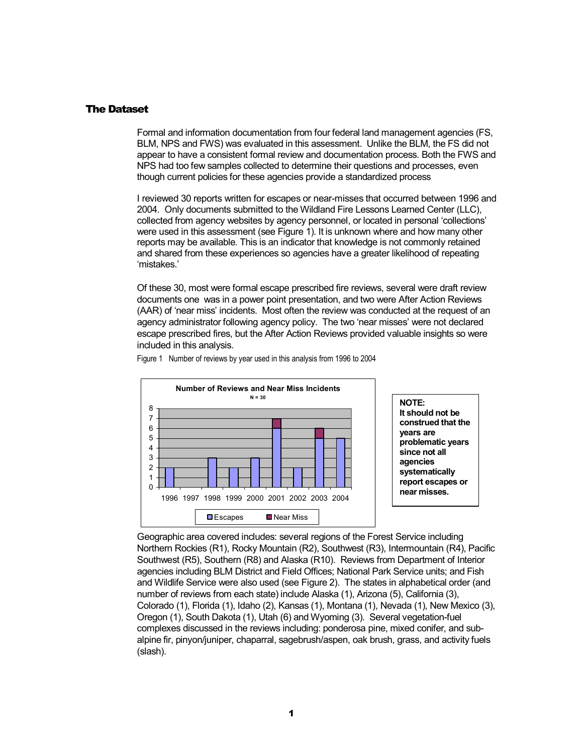## The Dataset

Formal and information documentation from four federal land management agencies (FS, BLM, NPS and FWS) was evaluated in this assessment. Unlike the BLM, the FS did not appear to have a consistent formal review and documentation process. Both the FWS and NPS had too few samples collected to determine their questions and processes, even though current policies for these agencies provide a standardized process

I reviewed 30 reports written for escapes or near-misses that occurred between 1996 and 2004. Only documents submitted to the Wildland Fire Lessons Learned Center (LLC), collected from agency websites by agency personnel, or located in personal 'collections' were used in this assessment (see Figure 1). It is unknown where and how many other reports may be available. This is an indicator that knowledge is not commonly retained and shared from these experiences so agencies have a greater likelihood of repeating 'mistakes.'

Of these 30, most were formal escape prescribed fire reviews, several were draft review documents one was in a power point presentation, and two were After Action Reviews (AAR) of 'near miss' incidents. Most often the review was conducted at the request of an agency administrator following agency policy. The two 'near misses' were not declared escape prescribed fires, but the After Action Reviews provided valuable insights so were included in this analysis.

Figure 1 Number of reviews by year used in this analysis from 1996 to 2004

**Number of Reviews and Near Miss Incidents**
N = 30

| Year | Escapes | Near Miss |
|---|---|---|
| 1996 | 2 | |
| 1997 | 0 | |
| 1998 | 3 | |
| 1999 | 2 | |
| 2000 | 3 | |
| 2001 | 6 | 1 |
| 2002 | 2 | |
| 2003 | 5 | 1 |
| 2004 | 5 | |

**NOTE: It should not be construed that the years are problematic years since not all agencies systematically report escapes or near misses.**

Geographic area covered includes: several regions of the Forest Service including Northern Rockies (R1), Rocky Mountain (R2), Southwest (R3), Intermountain (R4), Pacific Southwest (R5), Southern (R8) and Alaska (R10). Reviews from Department of Interior agencies including BLM District and Field Offices; National Park Service units; and Fish and Wildlife Service were also used (see Figure 2). The states in alphabetical order (and number of reviews from each state) include Alaska (1), Arizona (5), California (3), Colorado (1), Florida (1), Idaho (2), Kansas (1), Montana (1), Nevada (1), New Mexico (3), Oregon (1), South Dakota (1), Utah (6) and Wyoming (3). Several vegetation-fuel complexes discussed in the reviews including: ponderosa pine, mixed conifer, and sub-alpine fir, pinyon/juniper, chaparral, sagebrush/aspen, oak brush, grass, and activity fuels (slash).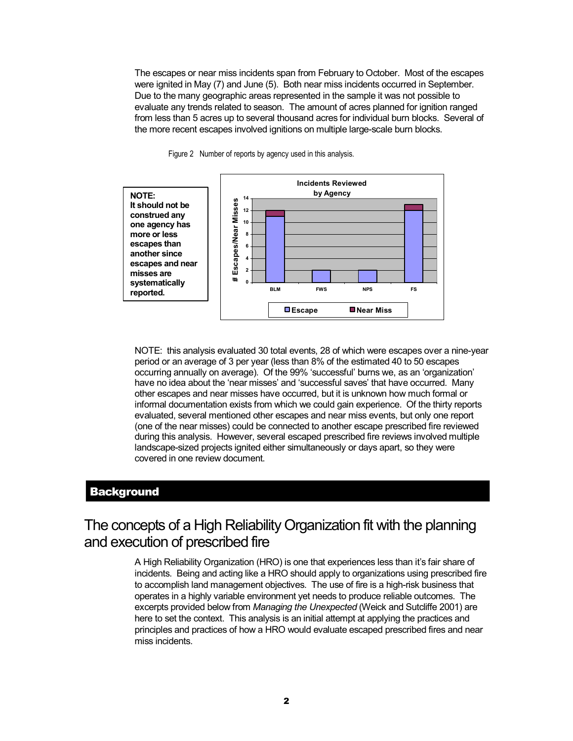The escapes or near miss incidents span from February to October. Most of the escapes were ignited in May (7) and June (5). Both near miss incidents occurred in September. Due to the many geographic areas represented in the sample it was not possible to evaluate any trends related to season. The amount of acres planned for ignition ranged from less than 5 acres up to several thousand acres for individual burn blocks. Several of the more recent escapes involved ignitions on multiple large-scale burn blocks.

Figure 2 Number of reports by agency used in this analysis.

**NOTE:**
**It should not be construed any one agency has more or less escapes than another since escapes and near misses are systematically reported.**

**Incidents Reviewed by Agency**

| Agency | Escape | Near Miss |
|---|---|---|
| BLM | 11 | 1 |
| FWS | 2 | 0 |
| NPS | 2 | 0 |
| FS | 12 | 1 |

NOTE: this analysis evaluated 30 total events, 28 of which were escapes over a nine-year period or an average of 3 per year (less than 8% of the estimated 40 to 50 escapes occurring annually on average). Of the 99% 'successful' burns we, as an 'organization' have no idea about the 'near misses' and 'successful saves' that have occurred. Many other escapes and near misses have occurred, but it is unknown how much formal or informal documentation exists from which we could gain experience. Of the thirty reports evaluated, several mentioned other escapes and near miss events, but only one report (one of the near misses) could be connected to another escape prescribed fire reviewed during this analysis. However, several escaped prescribed fire reviews involved multiple landscape-sized projects ignited either simultaneously or days apart, so they were covered in one review document.

## Background

# The concepts of a High Reliability Organization fit with the planning and execution of prescribed fire

A High Reliability Organization (HRO) is one that experiences less than it's fair share of incidents. Being and acting like a HRO should apply to organizations using prescribed fire to accomplish land management objectives. The use of fire is a high-risk business that operates in a highly variable environment yet needs to produce reliable outcomes. The excerpts provided below from *Managing the Unexpected* (Weick and Sutcliffe 2001) are here to set the context. This analysis is an initial attempt at applying the practices and principles and practices of how a HRO would evaluate escaped prescribed fires and near miss incidents.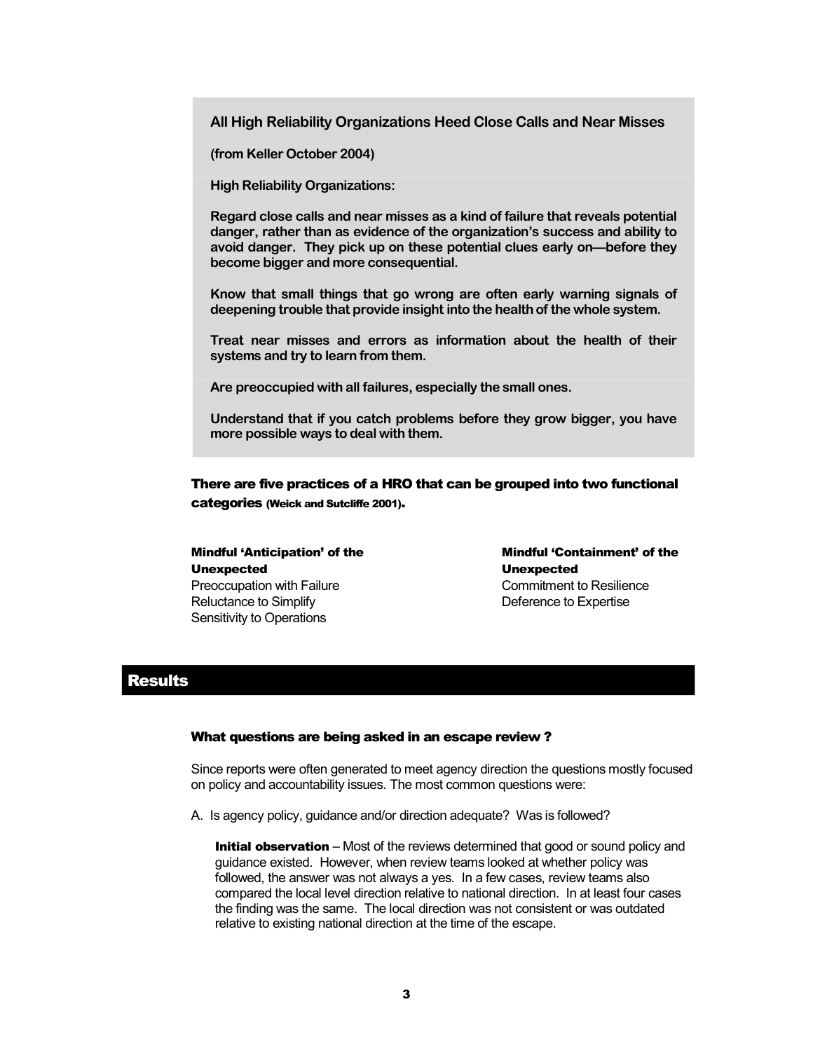> **All High Reliability Organizations Heed Close Calls and Near Misses**
>
> **(from Keller October 2004)**
>
> **High Reliability Organizations:**
>
> **Regard close calls and near misses as a kind of failure that reveals potential danger, rather than as evidence of the organization's success and ability to avoid danger. They pick up on these potential clues early on—before they become bigger and more consequential.**
>
> **Know that small things that go wrong are often early warning signals of deepening trouble that provide insight into the health of the whole system.**
>
> **Treat near misses and errors as information about the health of their systems and try to learn from them.**
>
> **Are preoccupied with all failures, especially the small ones.**
>
> **Understand that if you catch problems before they grow bigger, you have more possible ways to deal with them.**

**There are five practices of a HRO that can be grouped into two functional categories (Weick and Sutcliffe 2001).**

**Mindful 'Anticipation' of the Unexpected**
Preoccupation with Failure
Reluctance to Simplify
Sensitivity to Operations

**Mindful 'Containment' of the Unexpected**
Commitment to Resilience
Deference to Expertise

## Results

### What questions are being asked in an escape review ?

Since reports were often generated to meet agency direction the questions mostly focused on policy and accountability issues. The most common questions were:

A. Is agency policy, guidance and/or direction adequate? Was is followed?

**Initial observation** – Most of the reviews determined that good or sound policy and guidance existed. However, when review teams looked at whether policy was followed, the answer was not always a yes. In a few cases, review teams also compared the local level direction relative to national direction. In at least four cases the finding was the same. The local direction was not consistent or was outdated relative to existing national direction at the time of the escape.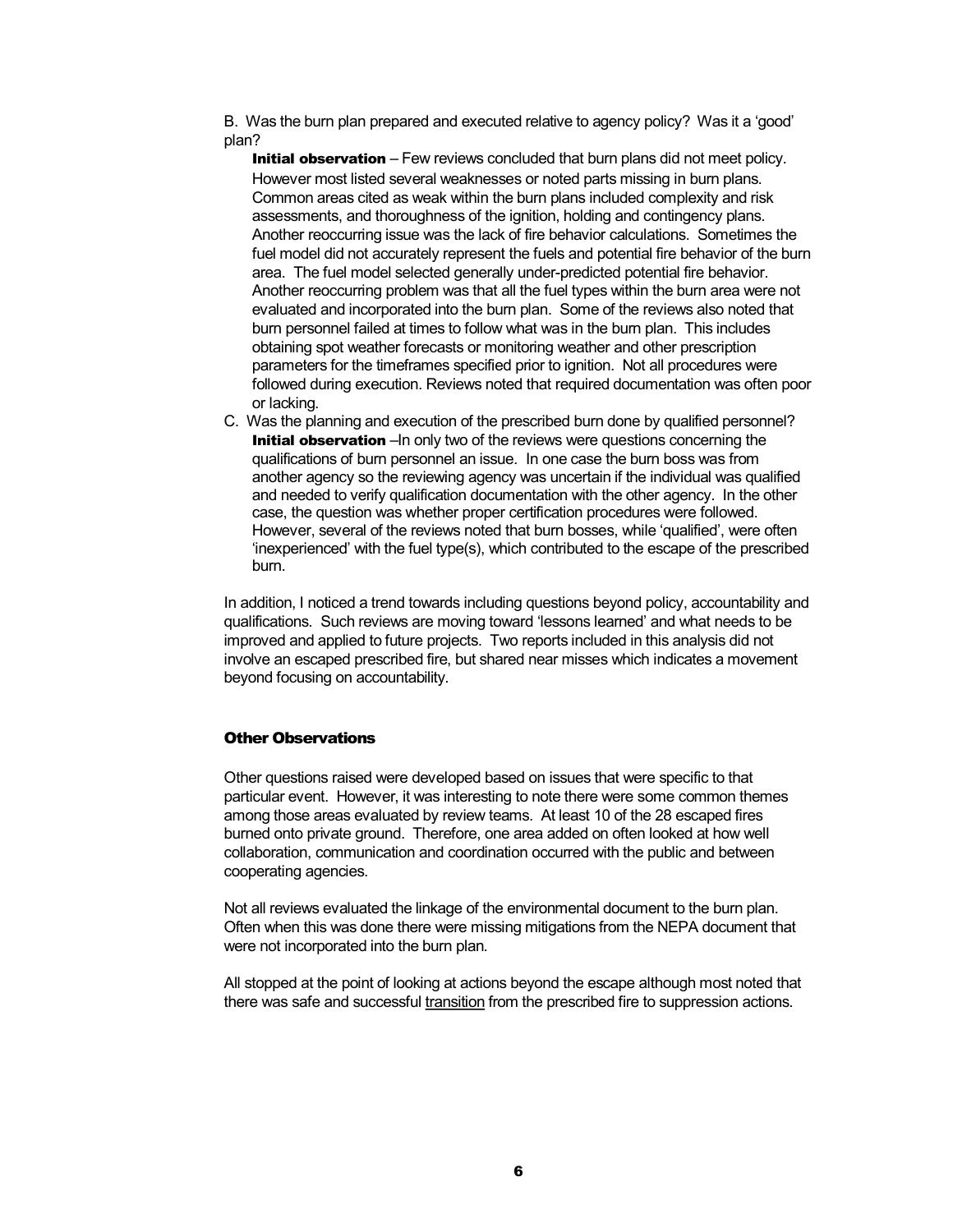B. Was the burn plan prepared and executed relative to agency policy? Was it a 'good' plan?

**Initial observation** – Few reviews concluded that burn plans did not meet policy. However most listed several weaknesses or noted parts missing in burn plans. Common areas cited as weak within the burn plans included complexity and risk assessments, and thoroughness of the ignition, holding and contingency plans. Another reoccurring issue was the lack of fire behavior calculations. Sometimes the fuel model did not accurately represent the fuels and potential fire behavior of the burn area. The fuel model selected generally under-predicted potential fire behavior. Another reoccurring problem was that all the fuel types within the burn area were not evaluated and incorporated into the burn plan. Some of the reviews also noted that burn personnel failed at times to follow what was in the burn plan. This includes obtaining spot weather forecasts or monitoring weather and other prescription parameters for the timeframes specified prior to ignition. Not all procedures were followed during execution. Reviews noted that required documentation was often poor or lacking.

C. Was the planning and execution of the prescribed burn done by qualified personnel?

**Initial observation** –In only two of the reviews were questions concerning the qualifications of burn personnel an issue. In one case the burn boss was from another agency so the reviewing agency was uncertain if the individual was qualified and needed to verify qualification documentation with the other agency. In the other case, the question was whether proper certification procedures were followed. However, several of the reviews noted that burn bosses, while 'qualified', were often 'inexperienced' with the fuel type(s), which contributed to the escape of the prescribed burn.

In addition, I noticed a trend towards including questions beyond policy, accountability and qualifications. Such reviews are moving toward 'lessons learned' and what needs to be improved and applied to future projects. Two reports included in this analysis did not involve an escaped prescribed fire, but shared near misses which indicates a movement beyond focusing on accountability.

## Other Observations

Other questions raised were developed based on issues that were specific to that particular event. However, it was interesting to note there were some common themes among those areas evaluated by review teams. At least 10 of the 28 escaped fires burned onto private ground. Therefore, one area added on often looked at how well collaboration, communication and coordination occurred with the public and between cooperating agencies.

Not all reviews evaluated the linkage of the environmental document to the burn plan. Often when this was done there were missing mitigations from the NEPA document that were not incorporated into the burn plan.

All stopped at the point of looking at actions beyond the escape although most noted that there was safe and successful transition from the prescribed fire to suppression actions.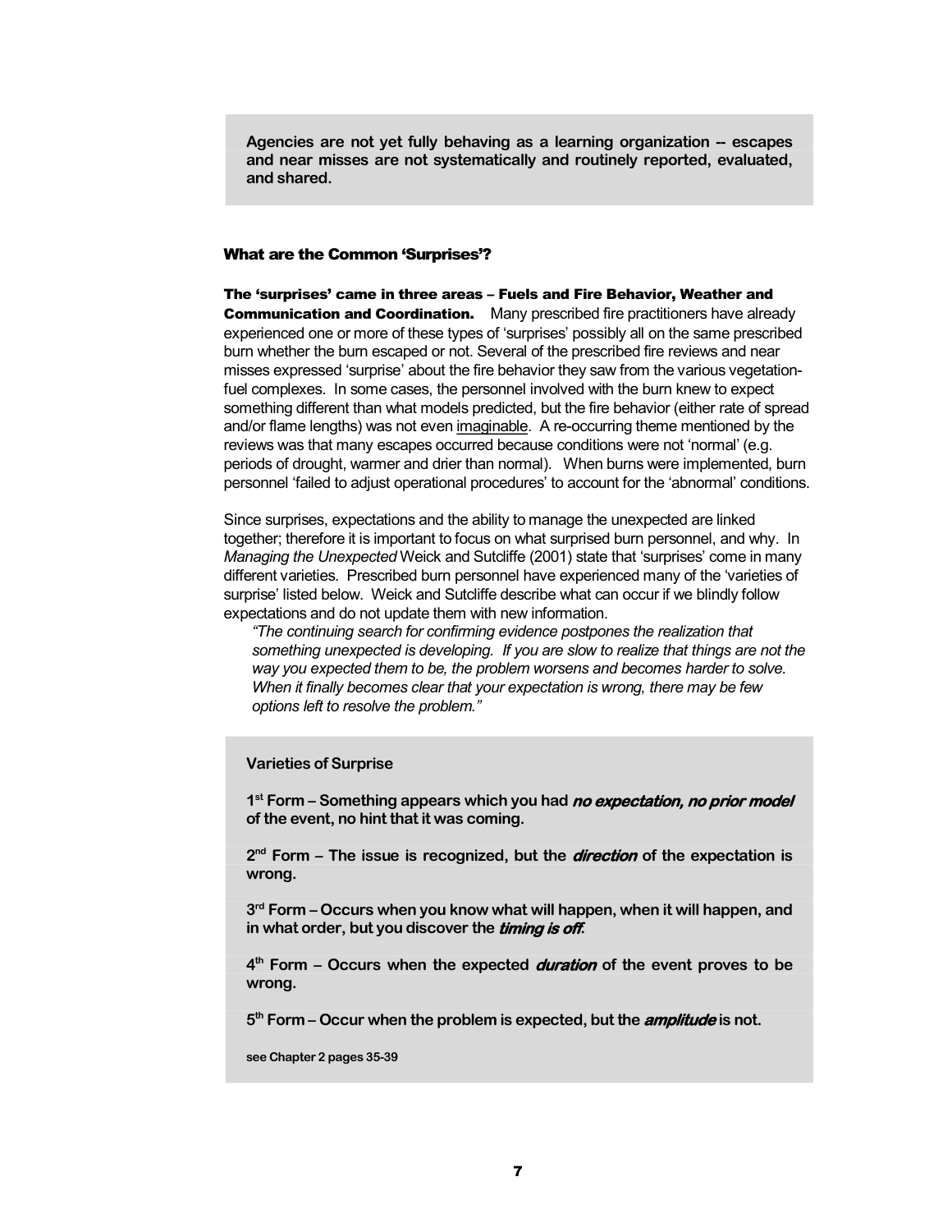**Agencies are not yet fully behaving as a learning organization -- escapes and near misses are not systematically and routinely reported, evaluated, and shared.**

### What are the Common 'Surprises'?

**The 'surprises' came in three areas – Fuels and Fire Behavior, Weather and Communication and Coordination.** Many prescribed fire practitioners have already experienced one or more of these types of 'surprises' possibly all on the same prescribed burn whether the burn escaped or not. Several of the prescribed fire reviews and near misses expressed 'surprise' about the fire behavior they saw from the various vegetation-fuel complexes. In some cases, the personnel involved with the burn knew to expect something different than what models predicted, but the fire behavior (either rate of spread and/or flame lengths) was not even imaginable. A re-occurring theme mentioned by the reviews was that many escapes occurred because conditions were not 'normal' (e.g. periods of drought, warmer and drier than normal). When burns were implemented, burn personnel 'failed to adjust operational procedures' to account for the 'abnormal' conditions.

Since surprises, expectations and the ability to manage the unexpected are linked together; therefore it is important to focus on what surprised burn personnel, and why. In *Managing the Unexpected* Weick and Sutcliffe (2001) state that 'surprises' come in many different varieties. Prescribed burn personnel have experienced many of the 'varieties of surprise' listed below. Weick and Sutcliffe describe what can occur if we blindly follow expectations and do not update them with new information.

> *"The continuing search for confirming evidence postpones the realization that something unexpected is developing. If you are slow to realize that things are not the way you expected them to be, the problem worsens and becomes harder to solve. When it finally becomes clear that your expectation is wrong, there may be few options left to resolve the problem."*

**Varieties of Surprise**

**1st Form – Something appears which you had *no expectation, no prior model* of the event, no hint that it was coming.**

**2nd Form – The issue is recognized, but the *direction* of the expectation is wrong.**

**3rd Form – Occurs when you know what will happen, when it will happen, and in what order, but you discover the *timing is off*.**

**4th Form – Occurs when the expected *duration* of the event proves to be wrong.**

**5th Form – Occur when the problem is expected, but the *amplitude* is not.**

**see Chapter 2 pages 35-39**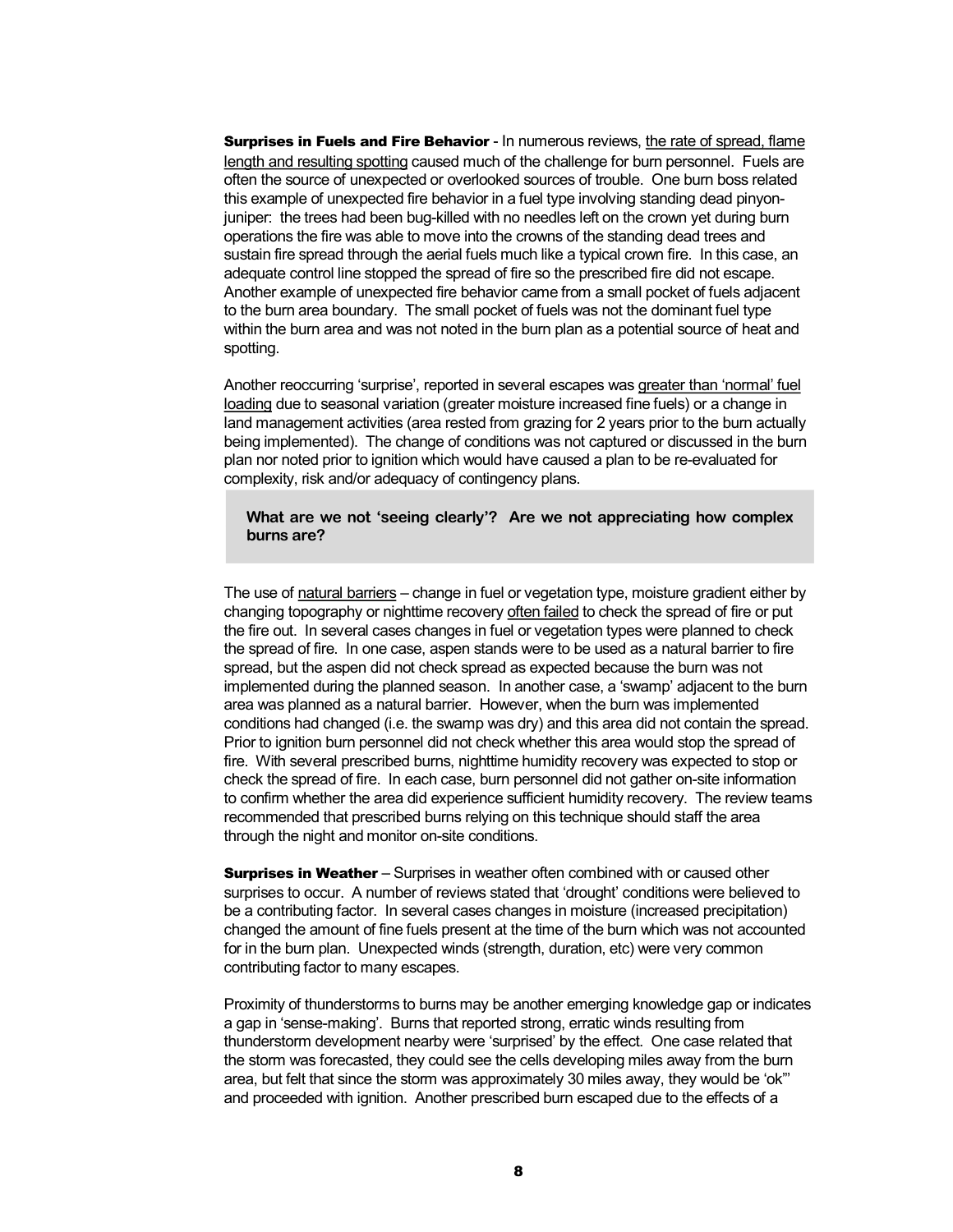**Surprises in Fuels and Fire Behavior** - In numerous reviews, <u>the rate of spread, flame length and resulting spotting</u> caused much of the challenge for burn personnel. Fuels are often the source of unexpected or overlooked sources of trouble. One burn boss related this example of unexpected fire behavior in a fuel type involving standing dead pinyon-juniper: the trees had been bug-killed with no needles left on the crown yet during burn operations the fire was able to move into the crowns of the standing dead trees and sustain fire spread through the aerial fuels much like a typical crown fire. In this case, an adequate control line stopped the spread of fire so the prescribed fire did not escape. Another example of unexpected fire behavior came from a small pocket of fuels adjacent to the burn area boundary. The small pocket of fuels was not the dominant fuel type within the burn area and was not noted in the burn plan as a potential source of heat and spotting.

Another reoccurring 'surprise', reported in several escapes was <u>greater than 'normal' fuel loading</u> due to seasonal variation (greater moisture increased fine fuels) or a change in land management activities (area rested from grazing for 2 years prior to the burn actually being implemented). The change of conditions was not captured or discussed in the burn plan nor noted prior to ignition which would have caused a plan to be re-evaluated for complexity, risk and/or adequacy of contingency plans.

> **What are we not 'seeing clearly'? Are we not appreciating how complex burns are?**

The use of <u>natural barriers</u> – change in fuel or vegetation type, moisture gradient either by changing topography or nighttime recovery <u>often failed</u> to check the spread of fire or put the fire out. In several cases changes in fuel or vegetation types were planned to check the spread of fire. In one case, aspen stands were to be used as a natural barrier to fire spread, but the aspen did not check spread as expected because the burn was not implemented during the planned season. In another case, a 'swamp' adjacent to the burn area was planned as a natural barrier. However, when the burn was implemented conditions had changed (i.e. the swamp was dry) and this area did not contain the spread. Prior to ignition burn personnel did not check whether this area would stop the spread of fire. With several prescribed burns, nighttime humidity recovery was expected to stop or check the spread of fire. In each case, burn personnel did not gather on-site information to confirm whether the area did experience sufficient humidity recovery. The review teams recommended that prescribed burns relying on this technique should staff the area through the night and monitor on-site conditions.

**Surprises in Weather** – Surprises in weather often combined with or caused other surprises to occur. A number of reviews stated that 'drought' conditions were believed to be a contributing factor. In several cases changes in moisture (increased precipitation) changed the amount of fine fuels present at the time of the burn which was not accounted for in the burn plan. Unexpected winds (strength, duration, etc) were very common contributing factor to many escapes.

Proximity of thunderstorms to burns may be another emerging knowledge gap or indicates a gap in 'sense-making'. Burns that reported strong, erratic winds resulting from thunderstorm development nearby were 'surprised' by the effect. One case related that the storm was forecasted, they could see the cells developing miles away from the burn area, but felt that since the storm was approximately 30 miles away, they would be 'ok"' and proceeded with ignition. Another prescribed burn escaped due to the effects of a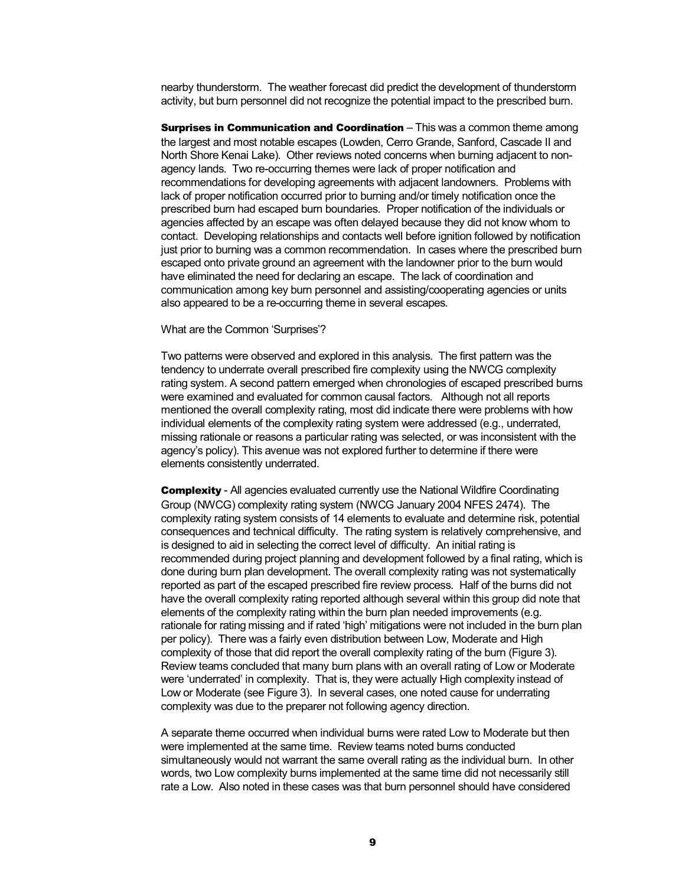nearby thunderstorm. The weather forecast did predict the development of thunderstorm activity, but burn personnel did not recognize the potential impact to the prescribed burn.

**Surprises in Communication and Coordination** – This was a common theme among the largest and most notable escapes (Lowden, Cerro Grande, Sanford, Cascade II and North Shore Kenai Lake). Other reviews noted concerns when burning adjacent to non-agency lands. Two re-occurring themes were lack of proper notification and recommendations for developing agreements with adjacent landowners. Problems with lack of proper notification occurred prior to burning and/or timely notification once the prescribed burn had escaped burn boundaries. Proper notification of the individuals or agencies affected by an escape was often delayed because they did not know whom to contact. Developing relationships and contacts well before ignition followed by notification just prior to burning was a common recommendation. In cases where the prescribed burn escaped onto private ground an agreement with the landowner prior to the burn would have eliminated the need for declaring an escape. The lack of coordination and communication among key burn personnel and assisting/cooperating agencies or units also appeared to be a re-occurring theme in several escapes.

What are the Common 'Surprises'?

Two patterns were observed and explored in this analysis. The first pattern was the tendency to underrate overall prescribed fire complexity using the NWCG complexity rating system. A second pattern emerged when chronologies of escaped prescribed burns were examined and evaluated for common causal factors. Although not all reports mentioned the overall complexity rating, most did indicate there were problems with how individual elements of the complexity rating system were addressed (e.g., underrated, missing rationale or reasons a particular rating was selected, or was inconsistent with the agency's policy). This avenue was not explored further to determine if there were elements consistently underrated.

**Complexity** - All agencies evaluated currently use the National Wildfire Coordinating Group (NWCG) complexity rating system (NWCG January 2004 NFES 2474). The complexity rating system consists of 14 elements to evaluate and determine risk, potential consequences and technical difficulty. The rating system is relatively comprehensive, and is designed to aid in selecting the correct level of difficulty. An initial rating is recommended during project planning and development followed by a final rating, which is done during burn plan development. The overall complexity rating was not systematically reported as part of the escaped prescribed fire review process. Half of the burns did not have the overall complexity rating reported although several within this group did note that elements of the complexity rating within the burn plan needed improvements (e.g. rationale for rating missing and if rated 'high' mitigations were not included in the burn plan per policy). There was a fairly even distribution between Low, Moderate and High complexity of those that did report the overall complexity rating of the burn (Figure 3). Review teams concluded that many burn plans with an overall rating of Low or Moderate were 'underrated' in complexity. That is, they were actually High complexity instead of Low or Moderate (see Figure 3). In several cases, one noted cause for underrating complexity was due to the preparer not following agency direction.

A separate theme occurred when individual burns were rated Low to Moderate but then were implemented at the same time. Review teams noted burns conducted simultaneously would not warrant the same overall rating as the individual burn. In other words, two Low complexity burns implemented at the same time did not necessarily still rate a Low. Also noted in these cases was that burn personnel should have considered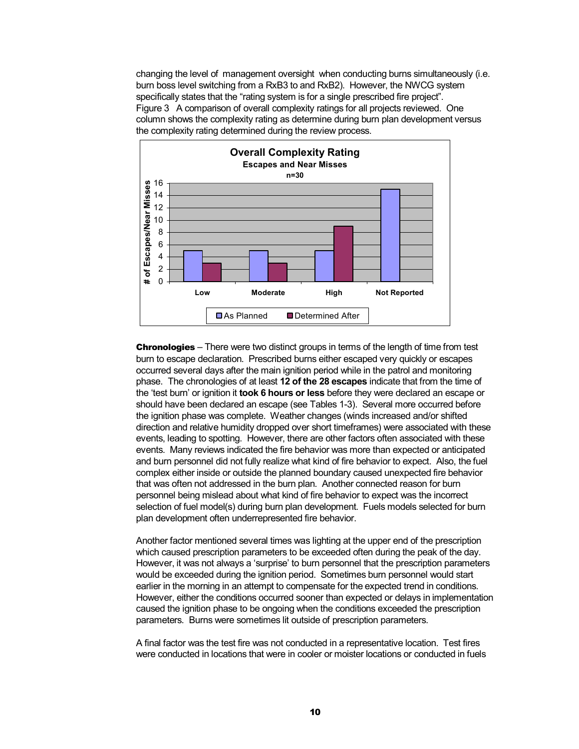changing the level of management oversight when conducting burns simultaneously (i.e. burn boss level switching from a RxB3 to and RxB2). However, the NWCG system specifically states that the "rating system is for a single prescribed fire project".

Figure 3 A comparison of overall complexity ratings for all projects reviewed. One column shows the complexity rating as determine during burn plan development versus the complexity rating determined during the review process.

**Overall Complexity Rating**
**Escapes and Near Misses**
**n=30**

| | As Planned | Determined After |
|---|---|---|
| Low | 5 | 3 |
| Moderate | 5 | 3 |
| High | 5 | 9 |
| Not Reported | 15 | |

**Chronologies** – There were two distinct groups in terms of the length of time from test burn to escape declaration. Prescribed burns either escaped very quickly or escapes occurred several days after the main ignition period while in the patrol and monitoring phase. The chronologies of at least **12 of the 28 escapes** indicate that from the time of the 'test burn' or ignition it **took 6 hours or less** before they were declared an escape or should have been declared an escape (see Tables 1-3). Several more occurred before the ignition phase was complete. Weather changes (winds increased and/or shifted direction and relative humidity dropped over short timeframes) were associated with these events, leading to spotting. However, there are other factors often associated with these events. Many reviews indicated the fire behavior was more than expected or anticipated and burn personnel did not fully realize what kind of fire behavior to expect. Also, the fuel complex either inside or outside the planned boundary caused unexpected fire behavior that was often not addressed in the burn plan. Another connected reason for burn personnel being mislead about what kind of fire behavior to expect was the incorrect selection of fuel model(s) during burn plan development. Fuels models selected for burn plan development often underrepresented fire behavior.

Another factor mentioned several times was lighting at the upper end of the prescription which caused prescription parameters to be exceeded often during the peak of the day. However, it was not always a 'surprise' to burn personnel that the prescription parameters would be exceeded during the ignition period. Sometimes burn personnel would start earlier in the morning in an attempt to compensate for the expected trend in conditions. However, either the conditions occurred sooner than expected or delays in implementation caused the ignition phase to be ongoing when the conditions exceeded the prescription parameters. Burns were sometimes lit outside of prescription parameters.

A final factor was the test fire was not conducted in a representative location. Test fires were conducted in locations that were in cooler or moister locations or conducted in fuels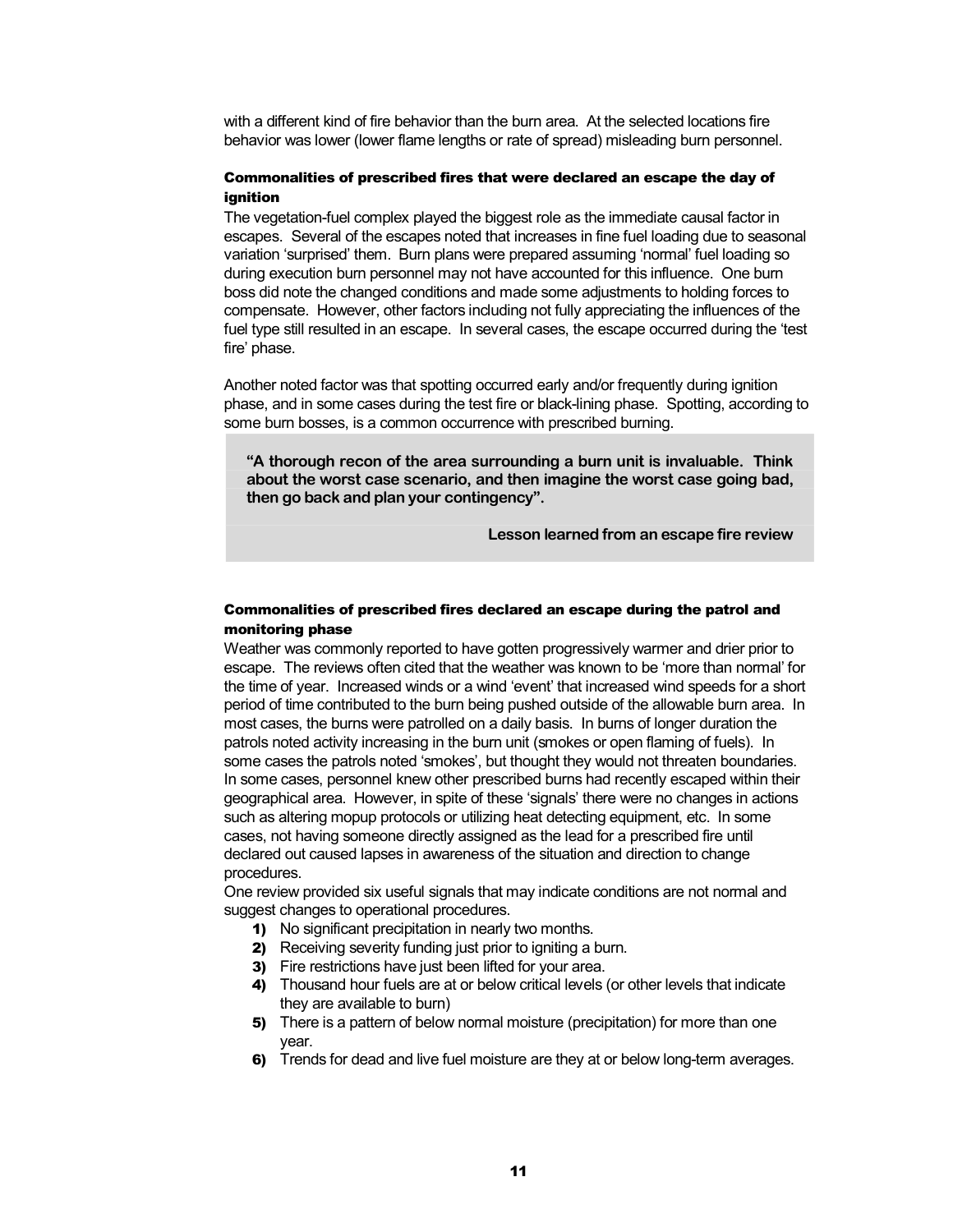with a different kind of fire behavior than the burn area. At the selected locations fire behavior was lower (lower flame lengths or rate of spread) misleading burn personnel.

### Commonalities of prescribed fires that were declared an escape the day of ignition

The vegetation-fuel complex played the biggest role as the immediate causal factor in escapes. Several of the escapes noted that increases in fine fuel loading due to seasonal variation 'surprised' them. Burn plans were prepared assuming 'normal' fuel loading so during execution burn personnel may not have accounted for this influence. One burn boss did note the changed conditions and made some adjustments to holding forces to compensate. However, other factors including not fully appreciating the influences of the fuel type still resulted in an escape. In several cases, the escape occurred during the 'test fire' phase.

Another noted factor was that spotting occurred early and/or frequently during ignition phase, and in some cases during the test fire or black-lining phase. Spotting, according to some burn bosses, is a common occurrence with prescribed burning.

> **"A thorough recon of the area surrounding a burn unit is invaluable. Think about the worst case scenario, and then imagine the worst case going bad, then go back and plan your contingency".**
>
> **Lesson learned from an escape fire review**

### Commonalities of prescribed fires declared an escape during the patrol and monitoring phase

Weather was commonly reported to have gotten progressively warmer and drier prior to escape. The reviews often cited that the weather was known to be 'more than normal' for the time of year. Increased winds or a wind 'event' that increased wind speeds for a short period of time contributed to the burn being pushed outside of the allowable burn area. In most cases, the burns were patrolled on a daily basis. In burns of longer duration the patrols noted activity increasing in the burn unit (smokes or open flaming of fuels). In some cases the patrols noted 'smokes', but thought they would not threaten boundaries. In some cases, personnel knew other prescribed burns had recently escaped within their geographical area. However, in spite of these 'signals' there were no changes in actions such as altering mopup protocols or utilizing heat detecting equipment, etc. In some cases, not having someone directly assigned as the lead for a prescribed fire until declared out caused lapses in awareness of the situation and direction to change procedures.

One review provided six useful signals that may indicate conditions are not normal and suggest changes to operational procedures.

1) No significant precipitation in nearly two months.
2) Receiving severity funding just prior to igniting a burn.
3) Fire restrictions have just been lifted for your area.
4) Thousand hour fuels are at or below critical levels (or other levels that indicate they are available to burn)
5) There is a pattern of below normal moisture (precipitation) for more than one year.
6) Trends for dead and live fuel moisture are they at or below long-term averages.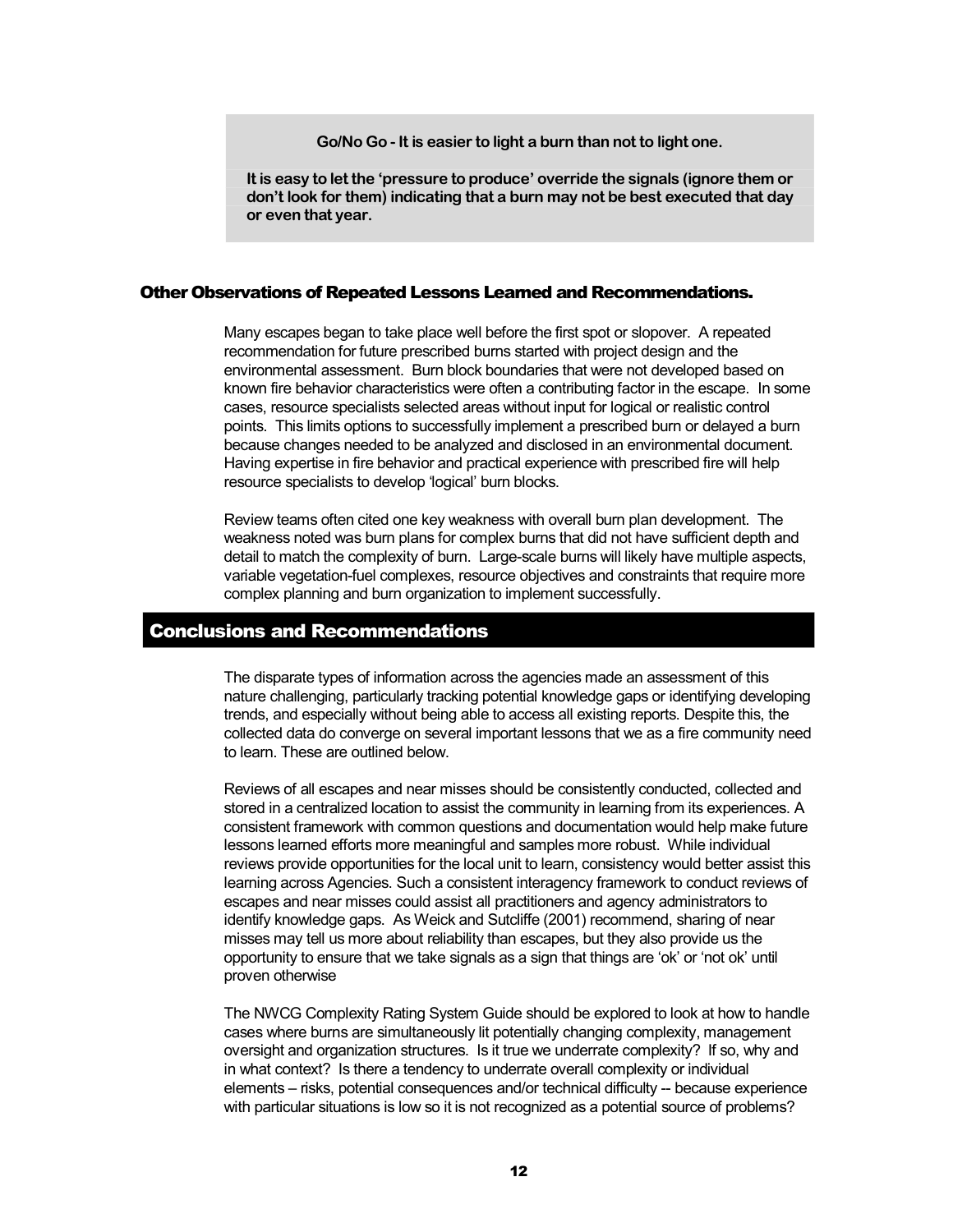**Go/No Go - It is easier to light a burn than not to light one.**

**It is easy to let the 'pressure to produce' override the signals (ignore them or don't look for them) indicating that a burn may not be best executed that day or even that year.**

### Other Observations of Repeated Lessons Learned and Recommendations.

Many escapes began to take place well before the first spot or slopover. A repeated recommendation for future prescribed burns started with project design and the environmental assessment. Burn block boundaries that were not developed based on known fire behavior characteristics were often a contributing factor in the escape. In some cases, resource specialists selected areas without input for logical or realistic control points. This limits options to successfully implement a prescribed burn or delayed a burn because changes needed to be analyzed and disclosed in an environmental document. Having expertise in fire behavior and practical experience with prescribed fire will help resource specialists to develop 'logical' burn blocks.

Review teams often cited one key weakness with overall burn plan development. The weakness noted was burn plans for complex burns that did not have sufficient depth and detail to match the complexity of burn. Large-scale burns will likely have multiple aspects, variable vegetation-fuel complexes, resource objectives and constraints that require more complex planning and burn organization to implement successfully.

## Conclusions and Recommendations

The disparate types of information across the agencies made an assessment of this nature challenging, particularly tracking potential knowledge gaps or identifying developing trends, and especially without being able to access all existing reports. Despite this, the collected data do converge on several important lessons that we as a fire community need to learn. These are outlined below.

Reviews of all escapes and near misses should be consistently conducted, collected and stored in a centralized location to assist the community in learning from its experiences. A consistent framework with common questions and documentation would help make future lessons learned efforts more meaningful and samples more robust. While individual reviews provide opportunities for the local unit to learn, consistency would better assist this learning across Agencies. Such a consistent interagency framework to conduct reviews of escapes and near misses could assist all practitioners and agency administrators to identify knowledge gaps. As Weick and Sutcliffe (2001) recommend, sharing of near misses may tell us more about reliability than escapes, but they also provide us the opportunity to ensure that we take signals as a sign that things are 'ok' or 'not ok' until proven otherwise

The NWCG Complexity Rating System Guide should be explored to look at how to handle cases where burns are simultaneously lit potentially changing complexity, management oversight and organization structures. Is it true we underrate complexity? If so, why and in what context? Is there a tendency to underrate overall complexity or individual elements – risks, potential consequences and/or technical difficulty -- because experience with particular situations is low so it is not recognized as a potential source of problems?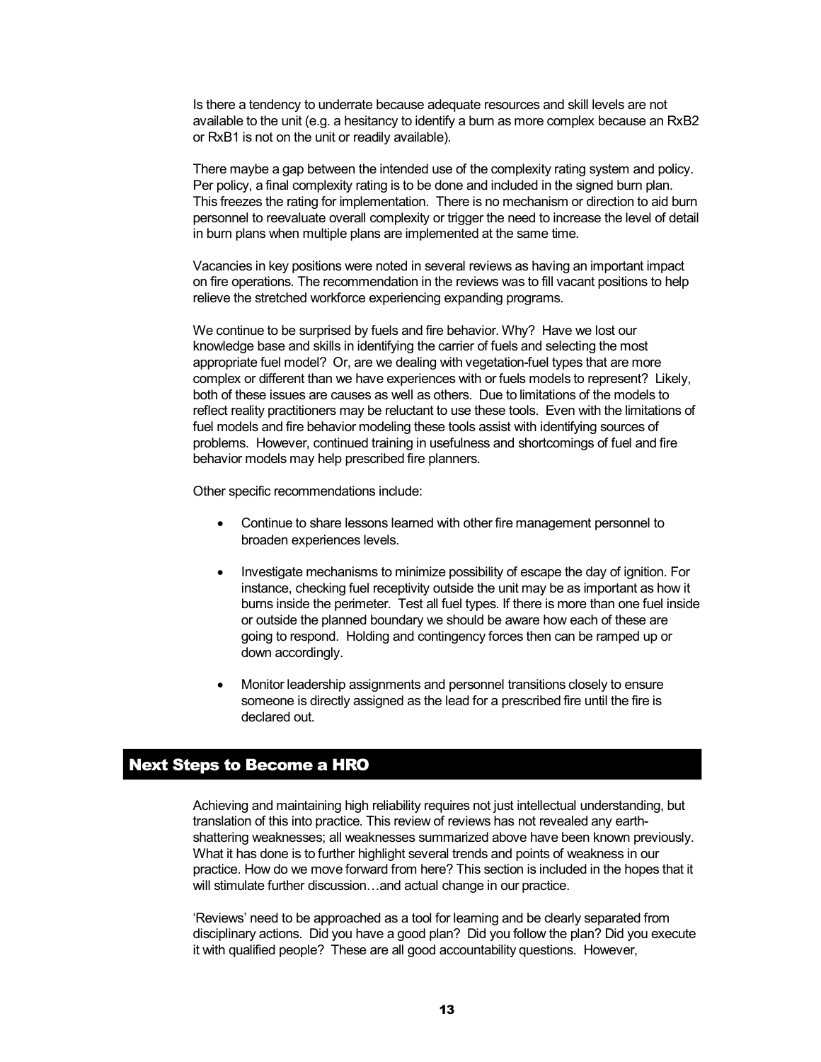Is there a tendency to underrate because adequate resources and skill levels are not available to the unit (e.g. a hesitancy to identify a burn as more complex because an RxB2 or RxB1 is not on the unit or readily available).

There maybe a gap between the intended use of the complexity rating system and policy. Per policy, a final complexity rating is to be done and included in the signed burn plan. This freezes the rating for implementation. There is no mechanism or direction to aid burn personnel to reevaluate overall complexity or trigger the need to increase the level of detail in burn plans when multiple plans are implemented at the same time.

Vacancies in key positions were noted in several reviews as having an important impact on fire operations. The recommendation in the reviews was to fill vacant positions to help relieve the stretched workforce experiencing expanding programs.

We continue to be surprised by fuels and fire behavior. Why? Have we lost our knowledge base and skills in identifying the carrier of fuels and selecting the most appropriate fuel model? Or, are we dealing with vegetation-fuel types that are more complex or different than we have experiences with or fuels models to represent? Likely, both of these issues are causes as well as others. Due to limitations of the models to reflect reality practitioners may be reluctant to use these tools. Even with the limitations of fuel models and fire behavior modeling these tools assist with identifying sources of problems. However, continued training in usefulness and shortcomings of fuel and fire behavior models may help prescribed fire planners.

Other specific recommendations include:

- Continue to share lessons learned with other fire management personnel to broaden experiences levels.
- Investigate mechanisms to minimize possibility of escape the day of ignition. For instance, checking fuel receptivity outside the unit may be as important as how it burns inside the perimeter. Test all fuel types. If there is more than one fuel inside or outside the planned boundary we should be aware how each of these are going to respond. Holding and contingency forces then can be ramped up or down accordingly.
- Monitor leadership assignments and personnel transitions closely to ensure someone is directly assigned as the lead for a prescribed fire until the fire is declared out.

## Next Steps to Become a HRO

Achieving and maintaining high reliability requires not just intellectual understanding, but translation of this into practice. This review of reviews has not revealed any earth-shattering weaknesses; all weaknesses summarized above have been known previously. What it has done is to further highlight several trends and points of weakness in our practice. How do we move forward from here? This section is included in the hopes that it will stimulate further discussion…and actual change in our practice.

'Reviews' need to be approached as a tool for learning and be clearly separated from disciplinary actions. Did you have a good plan? Did you follow the plan? Did you execute it with qualified people? These are all good accountability questions. However,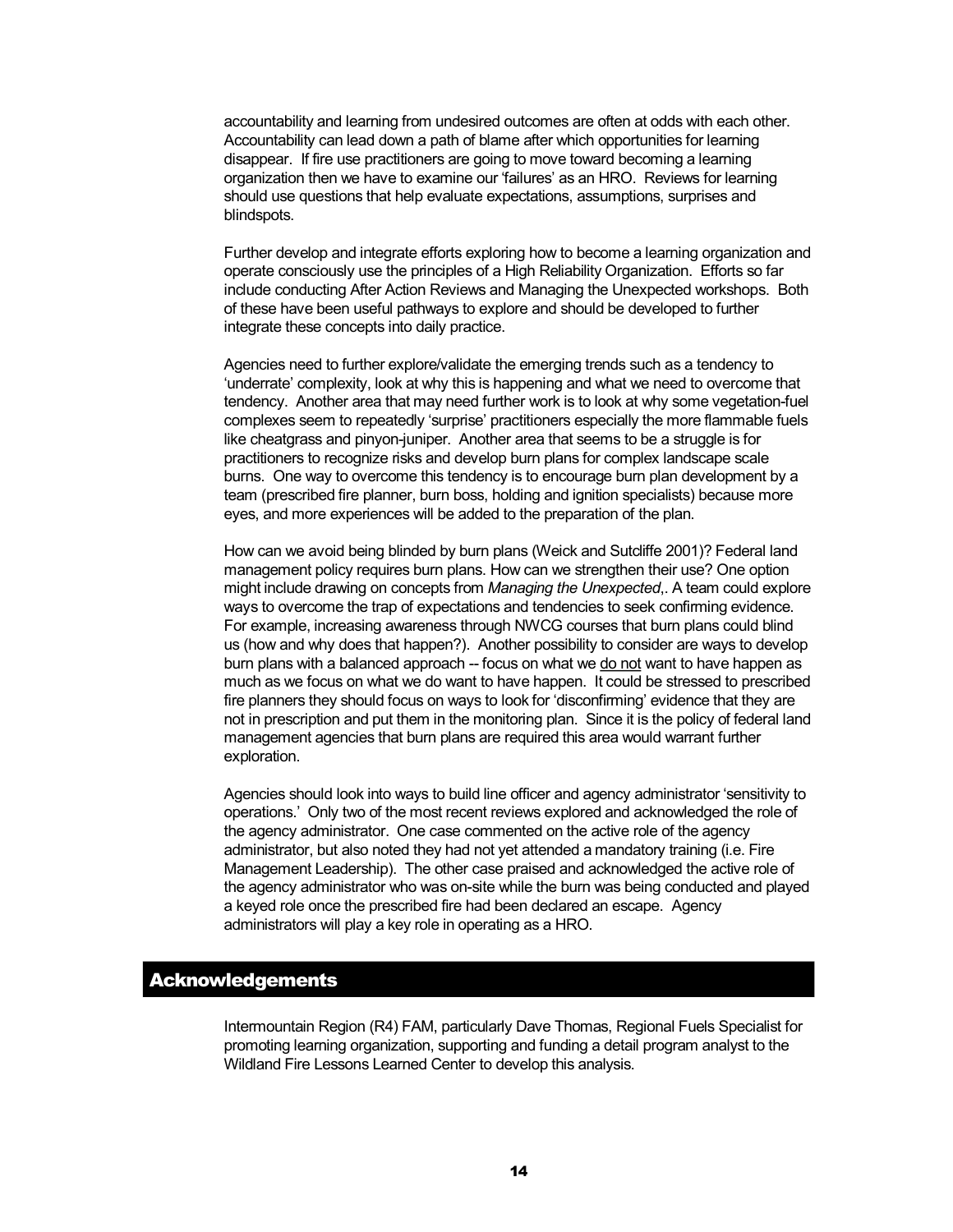accountability and learning from undesired outcomes are often at odds with each other. Accountability can lead down a path of blame after which opportunities for learning disappear. If fire use practitioners are going to move toward becoming a learning organization then we have to examine our 'failures' as an HRO. Reviews for learning should use questions that help evaluate expectations, assumptions, surprises and blindspots.

Further develop and integrate efforts exploring how to become a learning organization and operate consciously use the principles of a High Reliability Organization. Efforts so far include conducting After Action Reviews and Managing the Unexpected workshops. Both of these have been useful pathways to explore and should be developed to further integrate these concepts into daily practice.

Agencies need to further explore/validate the emerging trends such as a tendency to 'underrate' complexity, look at why this is happening and what we need to overcome that tendency. Another area that may need further work is to look at why some vegetation-fuel complexes seem to repeatedly 'surprise' practitioners especially the more flammable fuels like cheatgrass and pinyon-juniper. Another area that seems to be a struggle is for practitioners to recognize risks and develop burn plans for complex landscape scale burns. One way to overcome this tendency is to encourage burn plan development by a team (prescribed fire planner, burn boss, holding and ignition specialists) because more eyes, and more experiences will be added to the preparation of the plan.

How can we avoid being blinded by burn plans (Weick and Sutcliffe 2001)? Federal land management policy requires burn plans. How can we strengthen their use? One option might include drawing on concepts from *Managing the Unexpected*,. A team could explore ways to overcome the trap of expectations and tendencies to seek confirming evidence. For example, increasing awareness through NWCG courses that burn plans could blind us (how and why does that happen?). Another possibility to consider are ways to develop burn plans with a balanced approach -- focus on what we <u>do not</u> want to have happen as much as we focus on what we do want to have happen. It could be stressed to prescribed fire planners they should focus on ways to look for 'disconfirming' evidence that they are not in prescription and put them in the monitoring plan. Since it is the policy of federal land management agencies that burn plans are required this area would warrant further exploration.

Agencies should look into ways to build line officer and agency administrator 'sensitivity to operations.' Only two of the most recent reviews explored and acknowledged the role of the agency administrator. One case commented on the active role of the agency administrator, but also noted they had not yet attended a mandatory training (i.e. Fire Management Leadership). The other case praised and acknowledged the active role of the agency administrator who was on-site while the burn was being conducted and played a keyed role once the prescribed fire had been declared an escape. Agency administrators will play a key role in operating as a HRO.

## Acknowledgements

Intermountain Region (R4) FAM, particularly Dave Thomas, Regional Fuels Specialist for promoting learning organization, supporting and funding a detail program analyst to the Wildland Fire Lessons Learned Center to develop this analysis.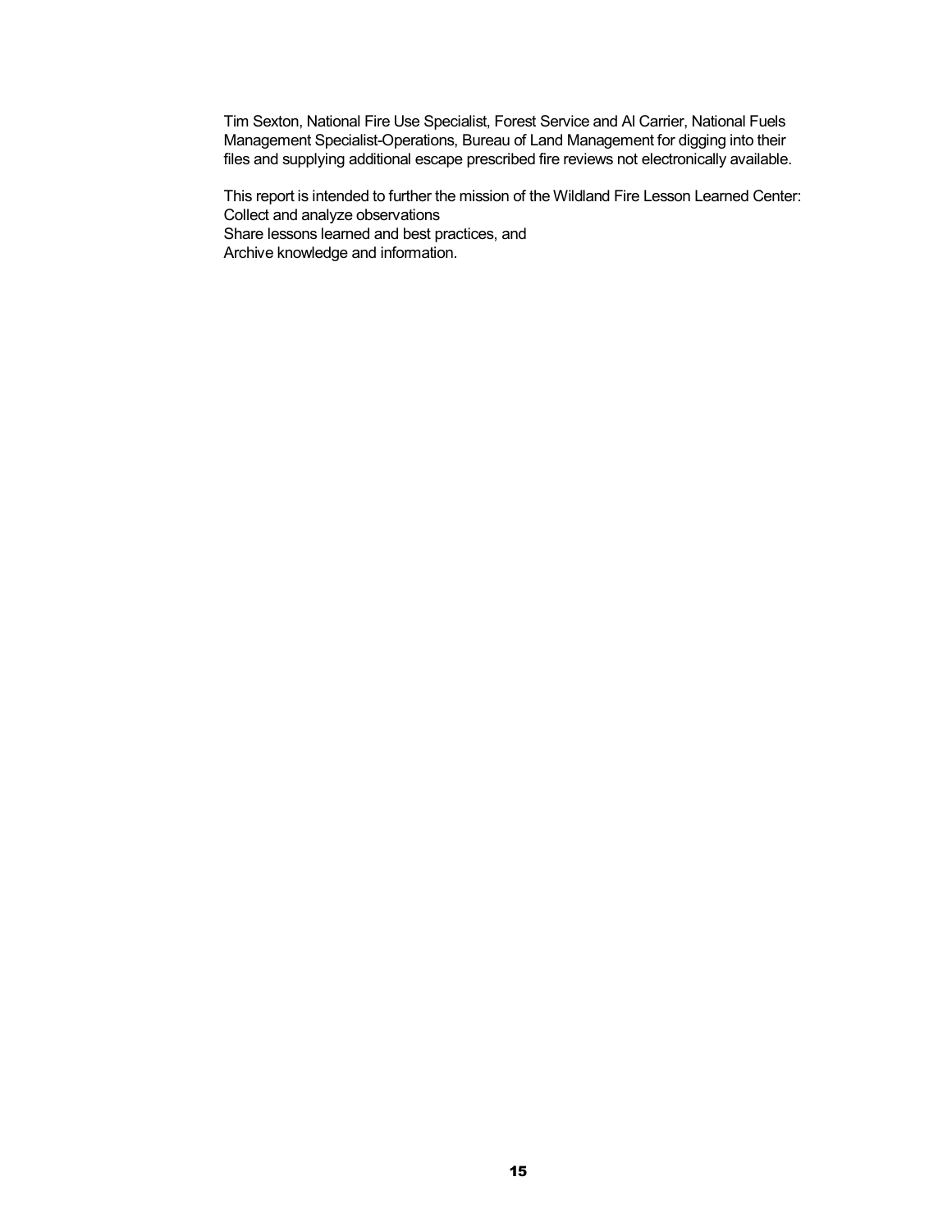Tim Sexton, National Fire Use Specialist, Forest Service and Al Carrier, National Fuels Management Specialist-Operations, Bureau of Land Management for digging into their files and supplying additional escape prescribed fire reviews not electronically available.

This report is intended to further the mission of the Wildland Fire Lesson Learned Center:
Collect and analyze observations
Share lessons learned and best practices, and
Archive knowledge and information.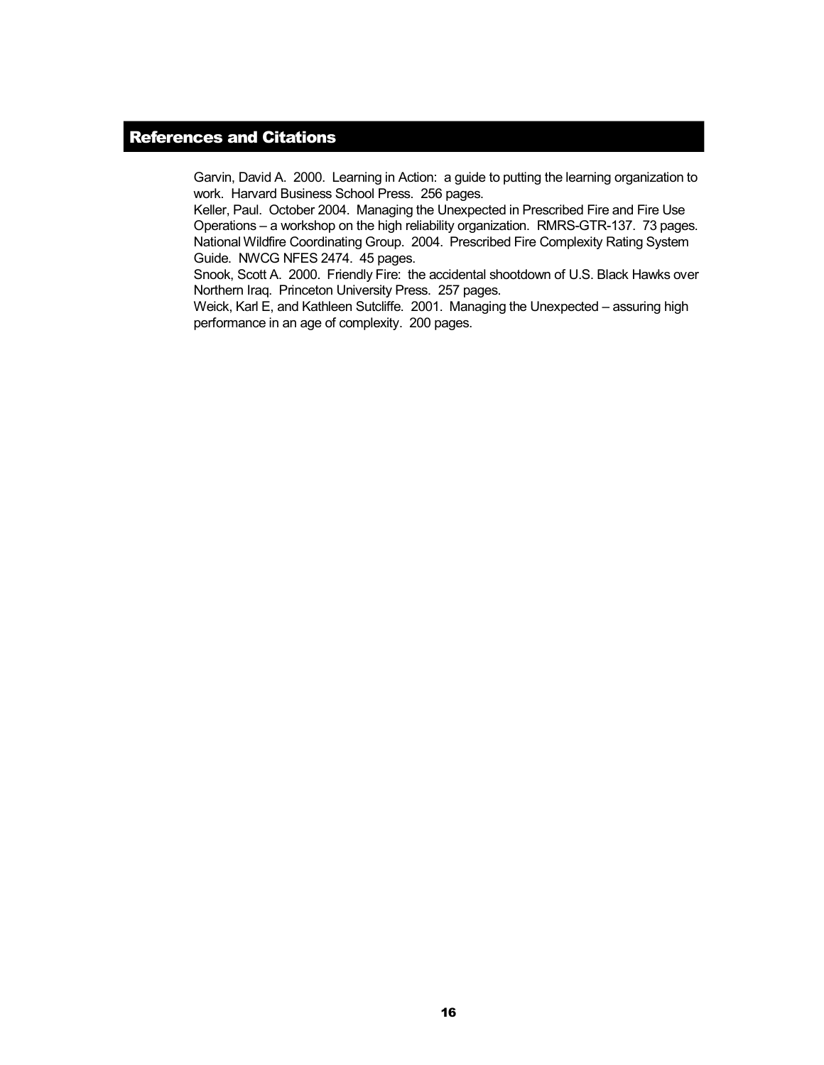## References and Citations

Garvin, David A.  2000.  Learning in Action:  a guide to putting the learning organization to work.  Harvard Business School Press.  256 pages.

Keller, Paul.  October 2004.  Managing the Unexpected in Prescribed Fire and Fire Use Operations – a workshop on the high reliability organization.  RMRS-GTR-137.  73 pages.

National Wildfire Coordinating Group.  2004.  Prescribed Fire Complexity Rating System Guide.  NWCG NFES 2474.  45 pages.

Snook, Scott A.  2000.  Friendly Fire:  the accidental shootdown of U.S. Black Hawks over Northern Iraq.  Princeton University Press.  257 pages.

Weick, Karl E, and Kathleen Sutcliffe.  2001.  Managing the Unexpected – assuring high performance in an age of complexity.  200 pages.